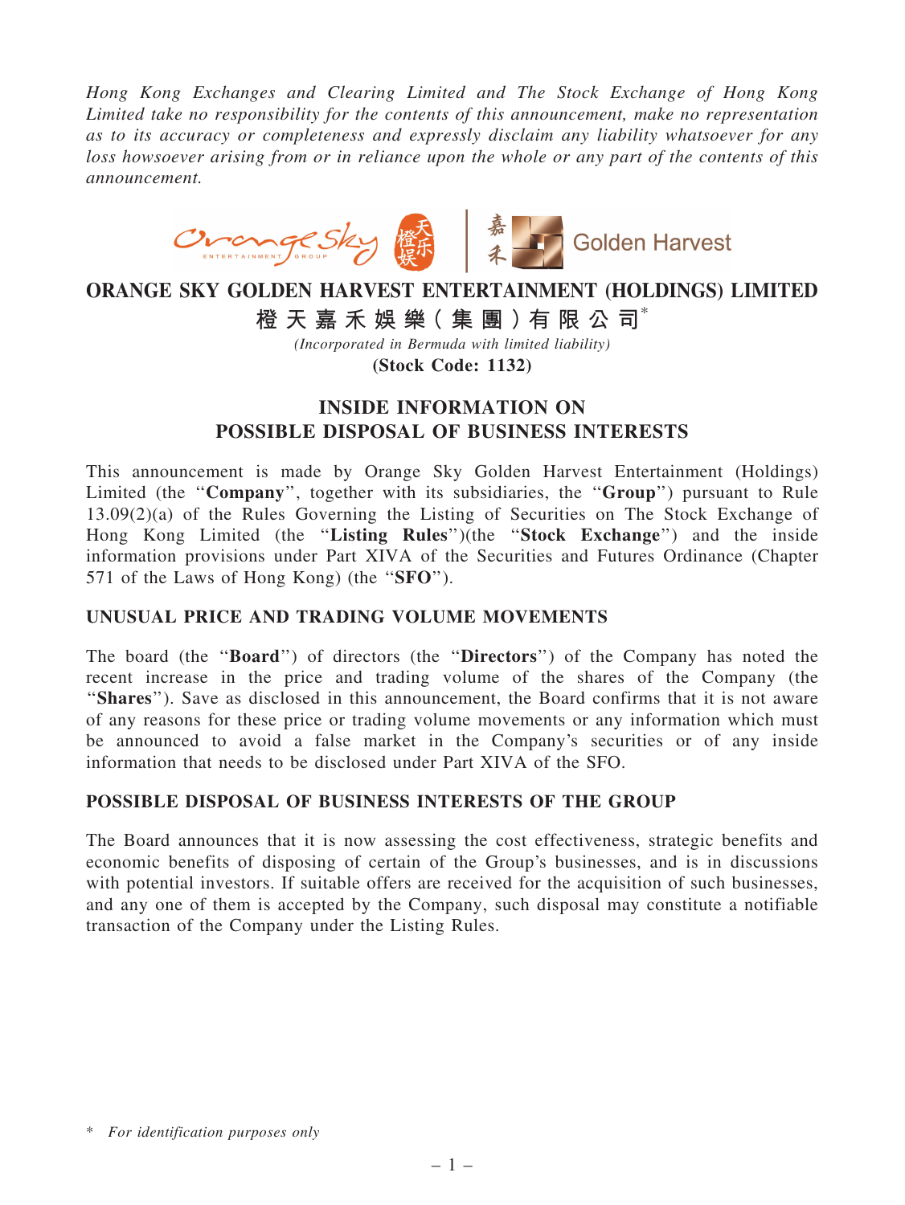*Hong Kong Exchanges and Clearing Limited and The Stock Exchange of Hong Kong Limited take no responsibility for the contents of this announcement, make no representation as to its accuracy or completeness and expressly disclaim any liability whatsoever for any loss howsoever arising from or in reliance upon the whole or any part of the contents of this announcement.*

# ORANGE SKY GOLDEN HARVEST ENTERTAINMENT (HOLDINGS) LIMITED

# 橙天嘉禾娛樂(集團)有限公司*

*(Incorporated in Bermuda with limited liability)*

**(Stock Code: 1132)**

## INSIDE INFORMATION ON POSSIBLE DISPOSAL OF BUSINESS INTERESTS

This announcement is made by Orange Sky Golden Harvest Entertainment (Holdings) Limited (the "**Company**", together with its subsidiaries, the "**Group**") pursuant to Rule 13.09(2)(a) of the Rules Governing the Listing of Securities on The Stock Exchange of Hong Kong Limited (the "**Listing Rules**")(the "**Stock Exchange**") and the inside information provisions under Part XIVA of the Securities and Futures Ordinance (Chapter 571 of the Laws of Hong Kong) (the "**SFO**").

### UNUSUAL PRICE AND TRADING VOLUME MOVEMENTS

The board (the "**Board**") of directors (the "**Directors**") of the Company has noted the recent increase in the price and trading volume of the shares of the Company (the "**Shares**"). Save as disclosed in this announcement, the Board confirms that it is not aware of any reasons for these price or trading volume movements or any information which must be announced to avoid a false market in the Company's securities or of any inside information that needs to be disclosed under Part XIVA of the SFO.

### POSSIBLE DISPOSAL OF BUSINESS INTERESTS OF THE GROUP

The Board announces that it is now assessing the cost effectiveness, strategic benefits and economic benefits of disposing of certain of the Group's businesses, and is in discussions with potential investors. If suitable offers are received for the acquisition of such businesses, and any one of them is accepted by the Company, such disposal may constitute a notifiable transaction of the Company under the Listing Rules.

\* *For identification purposes only*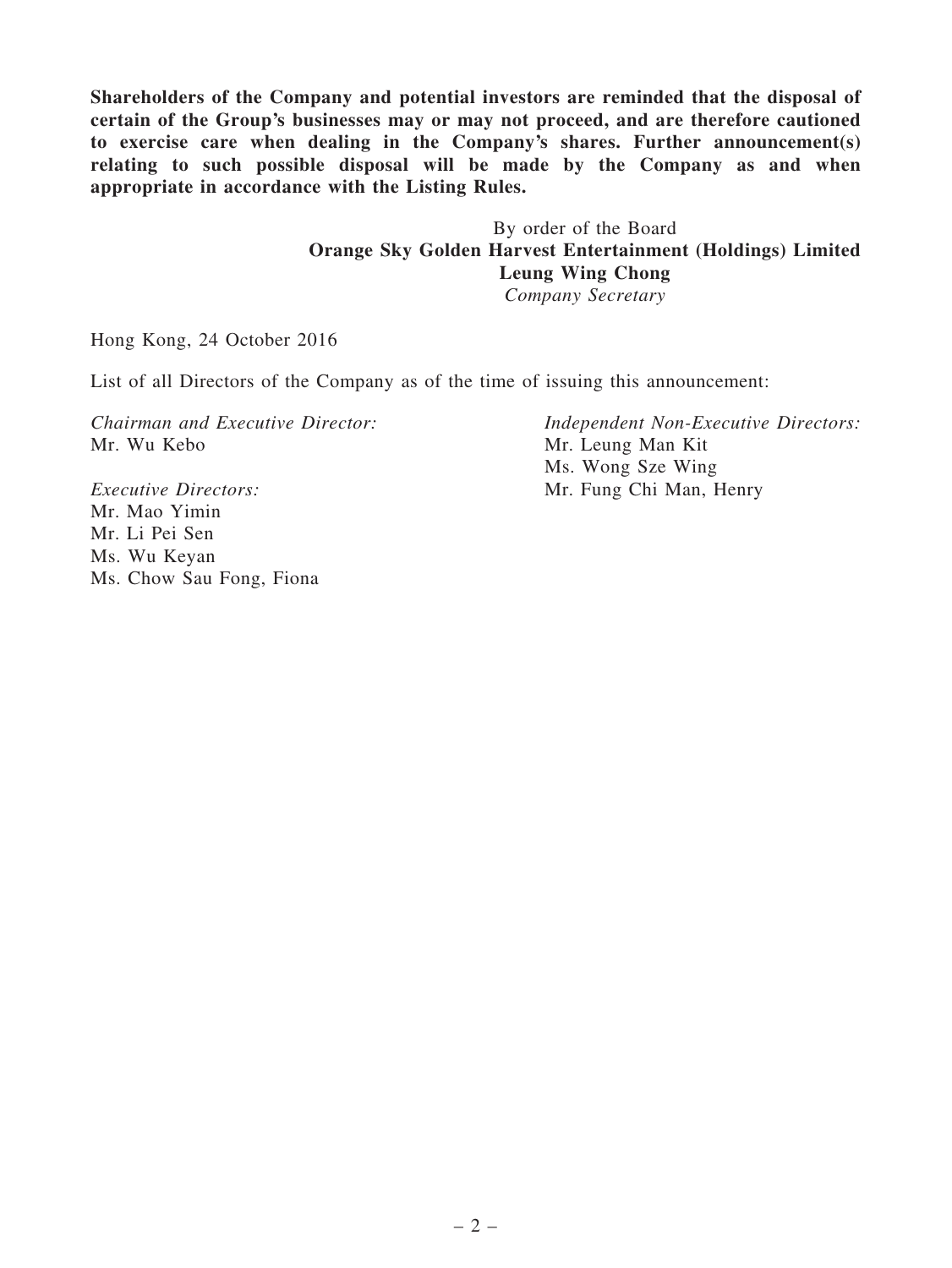**Shareholders of the Company and potential investors are reminded that the disposal of certain of the Group's businesses may or may not proceed, and are therefore cautioned to exercise care when dealing in the Company's shares. Further announcement(s) relating to such possible disposal will be made by the Company as and when appropriate in accordance with the Listing Rules.**

By order of the Board
**Orange Sky Golden Harvest Entertainment (Holdings) Limited**
**Leung Wing Chong**
*Company Secretary*

Hong Kong, 24 October 2016

List of all Directors of the Company as of the time of issuing this announcement:

*Chairman and Executive Director:*
Mr. Wu Kebo

*Executive Directors:*
Mr. Mao Yimin
Mr. Li Pei Sen
Ms. Wu Keyan
Ms. Chow Sau Fong, Fiona

*Independent Non-Executive Directors:*
Mr. Leung Man Kit
Ms. Wong Sze Wing
Mr. Fung Chi Man, Henry